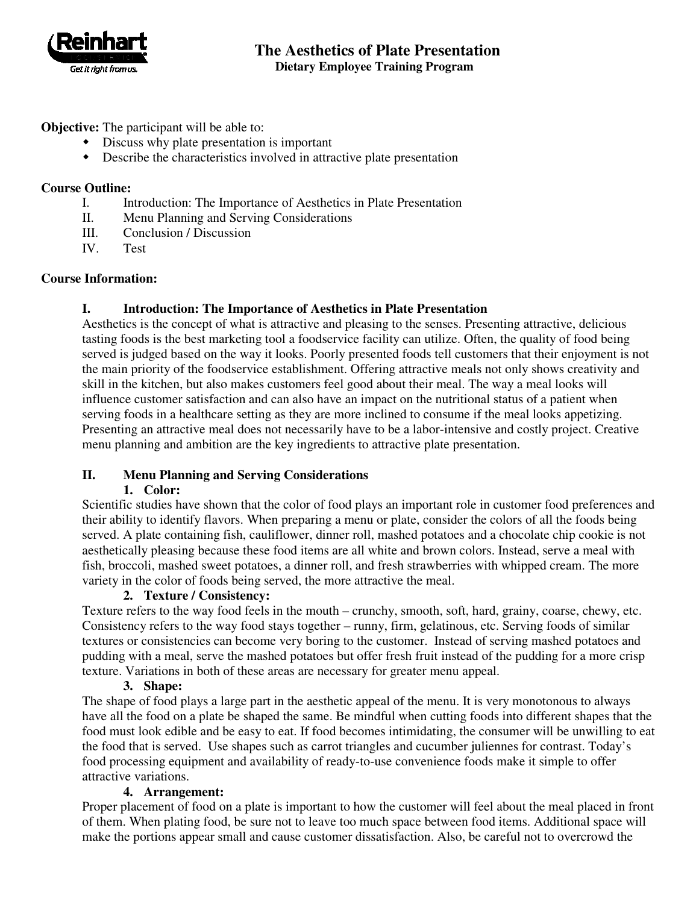# The Aesthetics of Plate Presentation

## Dietary Employee Training Program

**Objective:** The participant will be able to:

- Discuss why plate presentation is important
- Describe the characteristics involved in attractive plate presentation

**Course Outline:**

I. Introduction: The Importance of Aesthetics in Plate Presentation
II. Menu Planning and Serving Considerations
III. Conclusion / Discussion
IV. Test

**Course Information:**

### I. Introduction: The Importance of Aesthetics in Plate Presentation

Aesthetics is the concept of what is attractive and pleasing to the senses. Presenting attractive, delicious tasting foods is the best marketing tool a foodservice facility can utilize. Often, the quality of food being served is judged based on the way it looks. Poorly presented foods tell customers that their enjoyment is not the main priority of the foodservice establishment. Offering attractive meals not only shows creativity and skill in the kitchen, but also makes customers feel good about their meal. The way a meal looks will influence customer satisfaction and can also have an impact on the nutritional status of a patient when serving foods in a healthcare setting as they are more inclined to consume if the meal looks appetizing. Presenting an attractive meal does not necessarily have to be a labor-intensive and costly project. Creative menu planning and ambition are the key ingredients to attractive plate presentation.

### II. Menu Planning and Serving Considerations

**1. Color:**

Scientific studies have shown that the color of food plays an important role in customer food preferences and their ability to identify flavors. When preparing a menu or plate, consider the colors of all the foods being served. A plate containing fish, cauliflower, dinner roll, mashed potatoes and a chocolate chip cookie is not aesthetically pleasing because these food items are all white and brown colors. Instead, serve a meal with fish, broccoli, mashed sweet potatoes, a dinner roll, and fresh strawberries with whipped cream. The more variety in the color of foods being served, the more attractive the meal.

**2. Texture / Consistency:**

Texture refers to the way food feels in the mouth – crunchy, smooth, soft, hard, grainy, coarse, chewy, etc. Consistency refers to the way food stays together – runny, firm, gelatinous, etc. Serving foods of similar textures or consistencies can become very boring to the customer. Instead of serving mashed potatoes and pudding with a meal, serve the mashed potatoes but offer fresh fruit instead of the pudding for a more crisp texture. Variations in both of these areas are necessary for greater menu appeal.

**3. Shape:**

The shape of food plays a large part in the aesthetic appeal of the menu. It is very monotonous to always have all the food on a plate be shaped the same. Be mindful when cutting foods into different shapes that the food must look edible and be easy to eat. If food becomes intimidating, the consumer will be unwilling to eat the food that is served. Use shapes such as carrot triangles and cucumber juliennes for contrast. Today's food processing equipment and availability of ready-to-use convenience foods make it simple to offer attractive variations.

**4. Arrangement:**

Proper placement of food on a plate is important to how the customer will feel about the meal placed in front of them. When plating food, be sure not to leave too much space between food items. Additional space will make the portions appear small and cause customer dissatisfaction. Also, be careful not to overcrowd the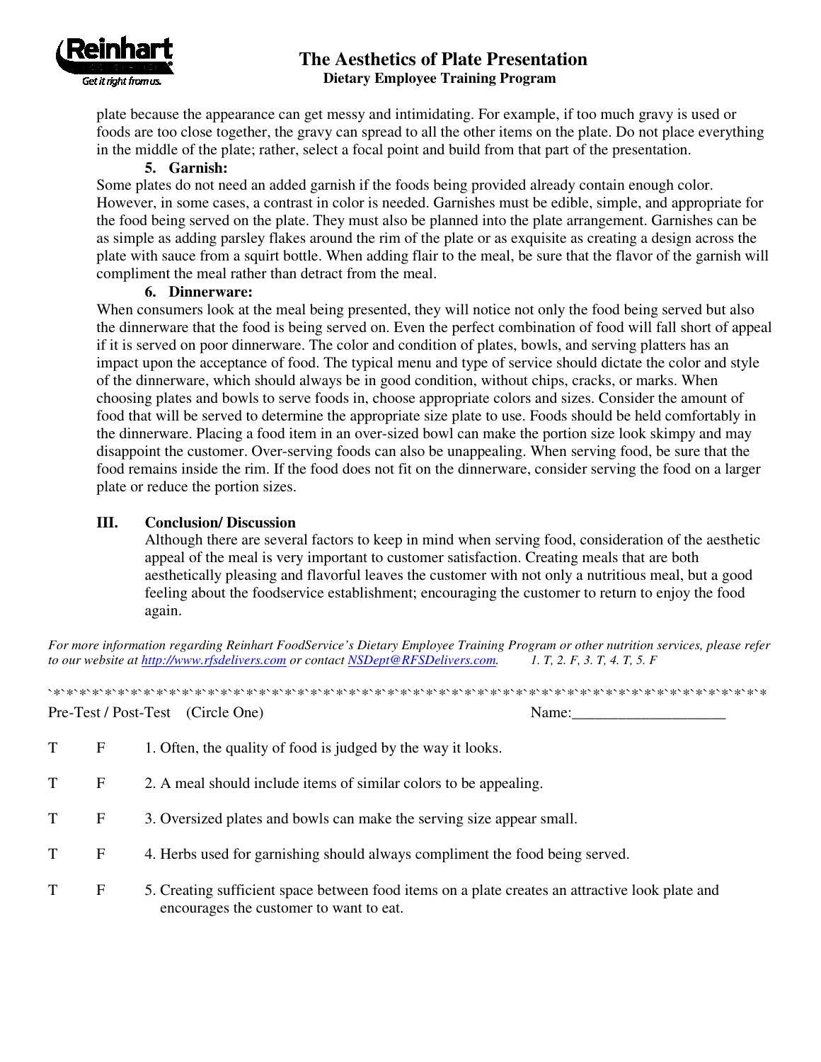plate because the appearance can get messy and intimidating. For example, if too much gravy is used or foods are too close together, the gravy can spread to all the other items on the plate. Do not place everything in the middle of the plate; rather, select a focal point and build from that part of the presentation.

**5. Garnish:**

Some plates do not need an added garnish if the foods being provided already contain enough color. However, in some cases, a contrast in color is needed. Garnishes must be edible, simple, and appropriate for the food being served on the plate. They must also be planned into the plate arrangement. Garnishes can be as simple as adding parsley flakes around the rim of the plate or as exquisite as creating a design across the plate with sauce from a squirt bottle. When adding flair to the meal, be sure that the flavor of the garnish will compliment the meal rather than detract from the meal.

**6. Dinnerware:**

When consumers look at the meal being presented, they will notice not only the food being served but also the dinnerware that the food is being served on. Even the perfect combination of food will fall short of appeal if it is served on poor dinnerware. The color and condition of plates, bowls, and serving platters has an impact upon the acceptance of food. The typical menu and type of service should dictate the color and style of the dinnerware, which should always be in good condition, without chips, cracks, or marks. When choosing plates and bowls to serve foods in, choose appropriate colors and sizes. Consider the amount of food that will be served to determine the appropriate size plate to use. Foods should be held comfortably in the dinnerware. Placing a food item in an over-sized bowl can make the portion size look skimpy and may disappoint the customer. Over-serving foods can also be unappealing. When serving food, be sure that the food remains inside the rim. If the food does not fit on the dinnerware, consider serving the food on a larger plate or reduce the portion sizes.

## III. Conclusion/ Discussion

Although there are several factors to keep in mind when serving food, consideration of the aesthetic appeal of the meal is very important to customer satisfaction. Creating meals that are both aesthetically pleasing and flavorful leaves the customer with not only a nutritious meal, but a good feeling about the foodservice establishment; encouraging the customer to return to enjoy the food again.

*For more information regarding Reinhart FoodService's Dietary Employee Training Program or other nutrition services, please refer to our website at [http://www.rfsdelivers.com](http://www.rfsdelivers.com) or contact [NSDept@RFSDelivers.com](mailto:NSDept@RFSDelivers.com). 1. T, 2. F, 3. T, 4. T, 5. F*

---

Pre-Test / Post-Test (Circle One) Name:____________________

T F 1. Often, the quality of food is judged by the way it looks.

T F 2. A meal should include items of similar colors to be appealing.

T F 3. Oversized plates and bowls can make the serving size appear small.

T F 4. Herbs used for garnishing should always compliment the food being served.

T F 5. Creating sufficient space between food items on a plate creates an attractive look plate and encourages the customer to want to eat.